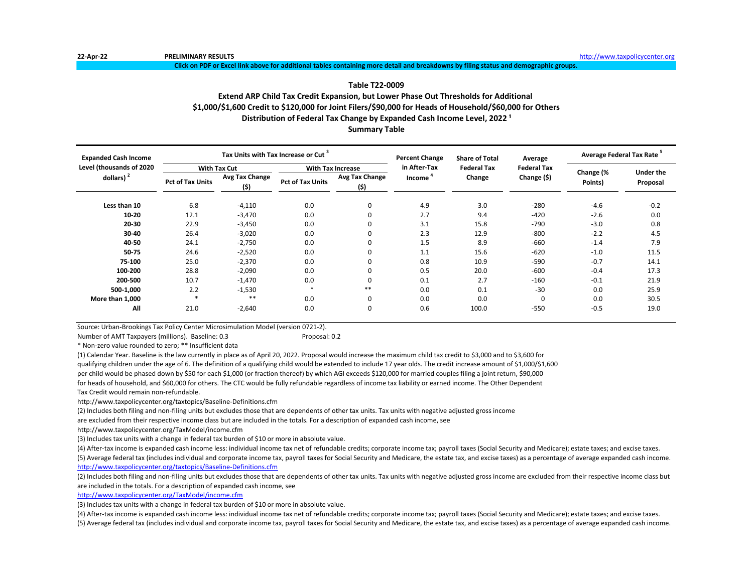22-Apr-22 **PRELIMINARY RESULTS** http://www.taxpolicycenter.org

**Click on PDF or Excel link above for additional tables containing more detail and breakdowns by filing status and demographic groups.**

## Table T22-0009
### Extend ARP Child Tax Credit Expansion, but Lower Phase Out Thresholds for Additional $1,000/$1,600 Credit to $120,000 for Joint Filers/$90,000 for Heads of Household/$60,000 for Others
### Distribution of Federal Tax Change by Expanded Cash Income Level, 2022 [1]
### Summary Table

| Expanded Cash Income Level (thousands of 2020 dollars) [2] | Tax Units with Tax Increase or Cut [3] | | | | Percent Change in After-Tax Income [4] | Share of Total Federal Tax Change | Average Federal Tax Change ($) | Average Federal Tax Rate [5] | |
|---|---|---|---|---|---|---|---|---|---|
| | With Tax Cut | | With Tax Increase | | | | | | |
| | Pct of Tax Units | Avg Tax Change ($) | Pct of Tax Units | Avg Tax Change ($) | | | | Change (% Points) | Under the Proposal |
| Less than 10 | 6.8 | -4,110 | 0.0 | 0 | 4.9 | 3.0 | -280 | -4.6 | -0.2 |
| 10-20 | 12.1 | -3,470 | 0.0 | 0 | 2.7 | 9.4 | -420 | -2.6 | 0.0 |
| 20-30 | 22.9 | -3,450 | 0.0 | 0 | 3.1 | 15.8 | -790 | -3.0 | 0.8 |
| 30-40 | 26.4 | -3,020 | 0.0 | 0 | 2.3 | 12.9 | -800 | -2.2 | 4.5 |
| 40-50 | 24.1 | -2,750 | 0.0 | 0 | 1.5 | 8.9 | -660 | -1.4 | 7.9 |
| 50-75 | 24.6 | -2,520 | 0.0 | 0 | 1.1 | 15.6 | -620 | -1.0 | 11.5 |
| 75-100 | 25.0 | -2,370 | 0.0 | 0 | 0.8 | 10.9 | -590 | -0.7 | 14.1 |
| 100-200 | 28.8 | -2,090 | 0.0 | 0 | 0.5 | 20.0 | -600 | -0.4 | 17.3 |
| 200-500 | 10.7 | -1,470 | 0.0 | 0 | 0.1 | 2.7 | -160 | -0.1 | 21.9 |
| 500-1,000 | 2.2 | -1,530 | * | ** | 0.0 | 0.1 | -30 | 0.0 | 25.9 |
| More than 1,000 | * | ** | 0.0 | 0 | 0.0 | 0.0 | 0 | 0.0 | 30.5 |
| All | 21.0 | -2,640 | 0.0 | 0 | 0.6 | 100.0 | -550 | -0.5 | 19.0 |

Source: Urban-Brookings Tax Policy Center Microsimulation Model (version 0721-2).

Number of AMT Taxpayers (millions). Baseline: 0.3 Proposal: 0.2

* Non-zero value rounded to zero; ** Insufficient data

(1) Calendar Year. Baseline is the law currently in place as of April 20, 2022. Proposal would increase the maximum child tax credit to $3,000 and to $3,600 for qualifying children under the age of 6. The definition of a qualifying child would be extended to include 17 year olds. The credit increase amount of $1,000/$1,600 per child would be phased down by $50 for each $1,000 (or fraction thereof) by which AGI exceeds $120,000 for married couples filing a joint return, $90,000 for heads of household, and $60,000 for others. The CTC would be fully refundable regardless of income tax liability or earned income. The Other Dependent Tax Credit would remain non-refundable.

http://www.taxpolicycenter.org/taxtopics/Baseline-Definitions.cfm

(2) Includes both filing and non-filing units but excludes those that are dependents of other tax units. Tax units with negative adjusted gross income are excluded from their respective income class but are included in the totals. For a description of expanded cash income, see

http://www.taxpolicycenter.org/TaxModel/income.cfm

(3) Includes tax units with a change in federal tax burden of $10 or more in absolute value.

(4) After-tax income is expanded cash income less: individual income tax net of refundable credits; corporate income tax; payroll taxes (Social Security and Medicare); estate taxes; and excise taxes.

(5) Average federal tax (includes individual and corporate income tax, payroll taxes for Social Security and Medicare, the estate tax, and excise taxes) as a percentage of average expanded cash income.

http://www.taxpolicycenter.org/taxtopics/Baseline-Definitions.cfm

(2) Includes both filing and non-filing units but excludes those that are dependents of other tax units. Tax units with negative adjusted gross income are excluded from their respective income class but are included in the totals. For a description of expanded cash income, see

http://www.taxpolicycenter.org/TaxModel/income.cfm

(3) Includes tax units with a change in federal tax burden of $10 or more in absolute value.

(4) After-tax income is expanded cash income less: individual income tax net of refundable credits; corporate income tax; payroll taxes (Social Security and Medicare); estate taxes; and excise taxes.

(5) Average federal tax (includes individual and corporate income tax, payroll taxes for Social Security and Medicare, the estate tax, and excise taxes) as a percentage of average expanded cash income.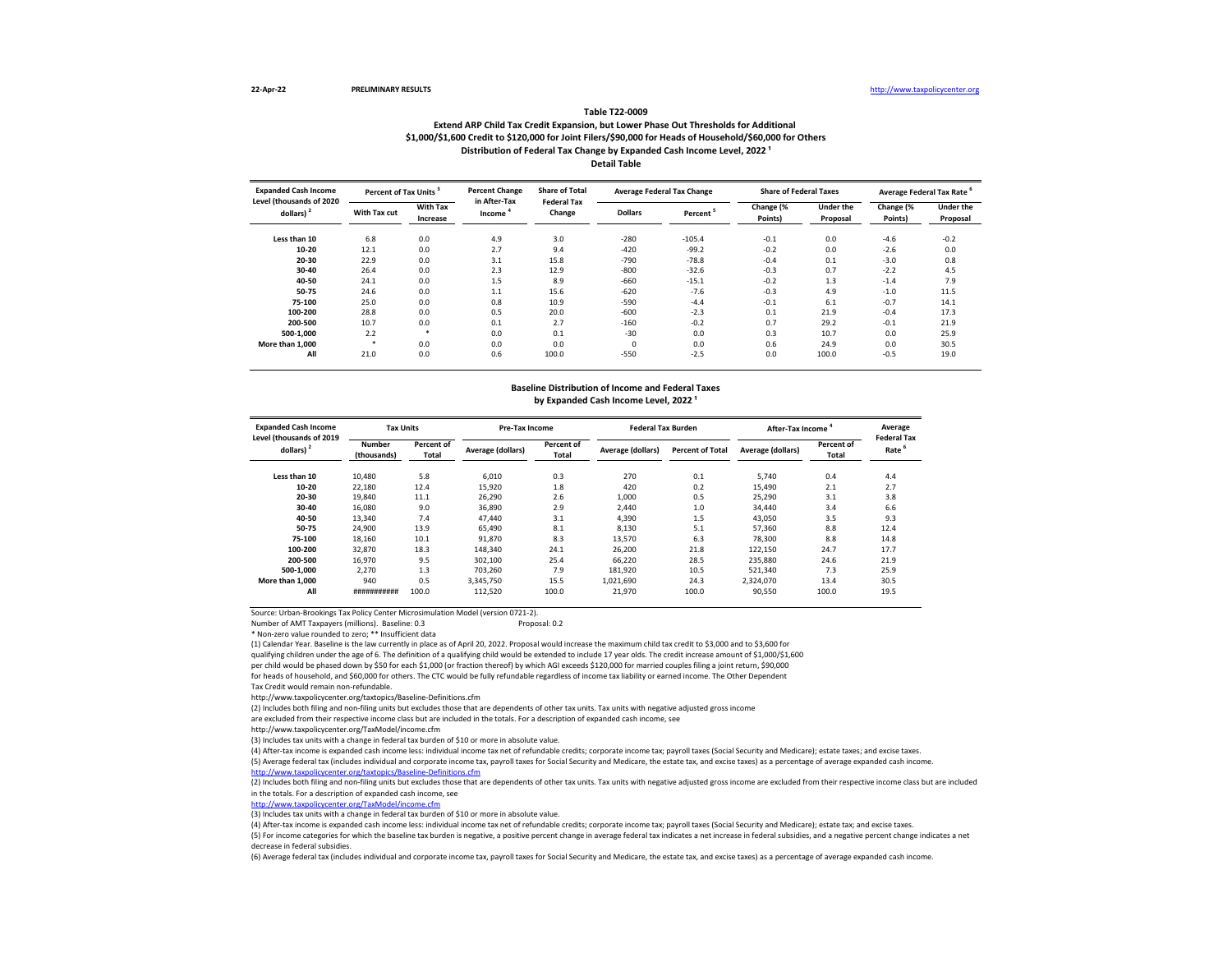22-Apr-22 **PRELIMINARY RESULTS** http://www.taxpolicycenter.org

**Table T22-0009**

**Extend ARP Child Tax Credit Expansion, but Lower Phase Out Thresholds for Additional $1,000/$1,600 Credit to $120,000 for Joint Filers/$90,000 for Heads of Household/$60,000 for Others**

**Distribution of Federal Tax Change by Expanded Cash Income Level, 2022 [1]**

**Detail Table**

| Expanded Cash Income Level (thousands of 2020 dollars) [2] | Percent of Tax Units [3] | | Percent Change in After-Tax Income [4] | Share of Total Federal Tax Change | Average Federal Tax Change | | Share of Federal Taxes | | Average Federal Tax Rate [6] | |
|---|---|---|---|---|---|---|---|---|---|---|
| | With Tax cut | With Tax Increase | | | Dollars | Percent [5] | Change (% Points) | Under the Proposal | Change (% Points) | Under the Proposal |
| Less than 10 | 6.8 | 0.0 | 4.9 | 3.0 | -280 | -105.4 | -0.1 | 0.0 | -4.6 | -0.2 |
| 10-20 | 12.1 | 0.0 | 2.7 | 9.4 | -420 | -99.2 | -0.2 | 0.0 | -2.6 | 0.0 |
| 20-30 | 22.9 | 0.0 | 3.1 | 15.8 | -790 | -78.8 | -0.4 | 0.1 | -3.0 | 0.8 |
| 30-40 | 26.4 | 0.0 | 2.3 | 12.9 | -800 | -32.6 | -0.3 | 0.7 | -2.2 | 4.5 |
| 40-50 | 24.1 | 0.0 | 1.5 | 8.9 | -660 | -15.1 | -0.2 | 1.3 | -1.4 | 7.9 |
| 50-75 | 24.6 | 0.0 | 1.1 | 15.6 | -620 | -7.6 | -0.3 | 4.9 | -1.0 | 11.5 |
| 75-100 | 25.0 | 0.0 | 0.8 | 10.9 | -590 | -4.4 | -0.1 | 6.1 | -0.7 | 14.1 |
| 100-200 | 28.8 | 0.0 | 0.5 | 20.0 | -600 | -2.3 | 0.1 | 21.9 | -0.4 | 17.3 |
| 200-500 | 10.7 | 0.0 | 0.1 | 2.7 | -160 | -0.2 | 0.7 | 29.2 | -0.1 | 21.9 |
| 500-1,000 | 2.2 | * | 0.0 | 0.1 | -30 | 0.0 | 0.3 | 10.7 | 0.0 | 25.9 |
| More than 1,000 | * | 0.0 | 0.0 | 0.0 | 0 | 0.0 | 0.6 | 24.9 | 0.0 | 30.5 |
| All | 21.0 | 0.0 | 0.6 | 100.0 | -550 | -2.5 | 0.0 | 100.0 | -0.5 | 19.0 |

**Baseline Distribution of Income and Federal Taxes by Expanded Cash Income Level, 2022 [1]**

| Expanded Cash Income Level (thousands of 2019 dollars) [2] | Tax Units | | Pre-Tax Income | | Federal Tax Burden | | After-Tax Income [4] | | Average Federal Tax Rate [6] |
|---|---|---|---|---|---|---|---|---|---|
| | Number (thousands) | Percent of Total | Average (dollars) | Percent of Total | Average (dollars) | Percent of Total | Average (dollars) | Percent of Total | |
| Less than 10 | 10,480 | 5.8 | 6,010 | 0.3 | 270 | 0.1 | 5,740 | 0.4 | 4.4 |
| 10-20 | 22,180 | 12.4 | 15,920 | 1.8 | 420 | 0.2 | 15,490 | 2.1 | 2.7 |
| 20-30 | 19,840 | 11.1 | 26,290 | 2.6 | 1,000 | 0.5 | 25,290 | 3.1 | 3.8 |
| 30-40 | 16,080 | 9.0 | 36,890 | 2.9 | 2,440 | 1.0 | 34,440 | 3.4 | 6.6 |
| 40-50 | 13,340 | 7.4 | 47,440 | 3.1 | 4,390 | 1.5 | 43,050 | 3.5 | 9.3 |
| 50-75 | 24,900 | 13.9 | 65,490 | 8.1 | 8,130 | 5.1 | 57,360 | 8.8 | 12.4 |
| 75-100 | 18,160 | 10.1 | 91,870 | 8.3 | 13,570 | 6.3 | 78,300 | 8.8 | 14.8 |
| 100-200 | 32,870 | 18.3 | 148,340 | 24.1 | 26,200 | 21.8 | 122,150 | 24.7 | 17.7 |
| 200-500 | 16,970 | 9.5 | 302,100 | 25.4 | 66,220 | 28.5 | 235,880 | 24.6 | 21.9 |
| 500-1,000 | 2,270 | 1.3 | 703,260 | 7.9 | 181,920 | 10.5 | 521,340 | 7.3 | 25.9 |
| More than 1,000 | 940 | 0.5 | 3,345,750 | 15.5 | 1,021,690 | 24.3 | 2,324,070 | 13.4 | 30.5 |
| All | ########### | 100.0 | 112,520 | 100.0 | 21,970 | 100.0 | 90,550 | 100.0 | 19.5 |

Source: Urban-Brookings Tax Policy Center Microsimulation Model (version 0721-2).

Number of AMT Taxpayers (millions). Baseline: 0.3 Proposal: 0.2

* Non-zero value rounded to zero; ** Insufficient data

(1) Calendar Year. Baseline is the law currently in place as of April 20, 2022. Proposal would increase the maximum child tax credit to $3,000 and to $3,600 for qualifying children under the age of 6. The definition of a qualifying child would be extended to include 17 year olds. The credit increase amount of $1,000/$1,600 per child would be phased down by $50 for each $1,000 (or fraction thereof) by which AGI exceeds $120,000 for married couples filing a joint return, $90,000 for heads of household, and $60,000 for others. The CTC would be fully refundable regardless of income tax liability or earned income. The Other Dependent Tax Credit would remain non-refundable.

http://www.taxpolicycenter.org/taxtopics/Baseline-Definitions.cfm

(2) Includes both filing and non-filing units but excludes those that are dependents of other tax units. Tax units with negative adjusted gross income are excluded from their respective income class but are included in the totals. For a description of expanded cash income, see

http://www.taxpolicycenter.org/TaxModel/income.cfm

(3) Includes tax units with a change in federal tax burden of $10 or more in absolute value.

(4) After-tax income is expanded cash income less: individual income tax net of refundable credits; corporate income tax; payroll taxes (Social Security and Medicare); estate taxes; and excise taxes.

(5) Average federal tax (includes individual and corporate income tax, payroll taxes for Social Security and Medicare, the estate tax, and excise taxes) as a percentage of average expanded cash income.

http://www.taxpolicycenter.org/taxtopics/Baseline-Definitions.cfm

(2) Includes both filing and non-filing units but excludes those that are dependents of other tax units. Tax units with negative adjusted gross income are excluded from their respective income class but are included in the totals. For a description of expanded cash income, see

http://www.taxpolicycenter.org/TaxModel/income.cfm

(3) Includes tax units with a change in federal tax burden of $10 or more in absolute value.

(4) After-tax income is expanded cash income less: individual income tax net of refundable credits; corporate income tax; payroll taxes (Social Security and Medicare); estate tax; and excise taxes.

(5) For income categories for which the baseline tax burden is negative, a positive percent change in average federal tax indicates a net increase in federal subsidies, and a negative percent change indicates a net decrease in federal subsidies.

(6) Average federal tax (includes individual and corporate income tax, payroll taxes for Social Security and Medicare, the estate tax, and excise taxes) as a percentage of average expanded cash income.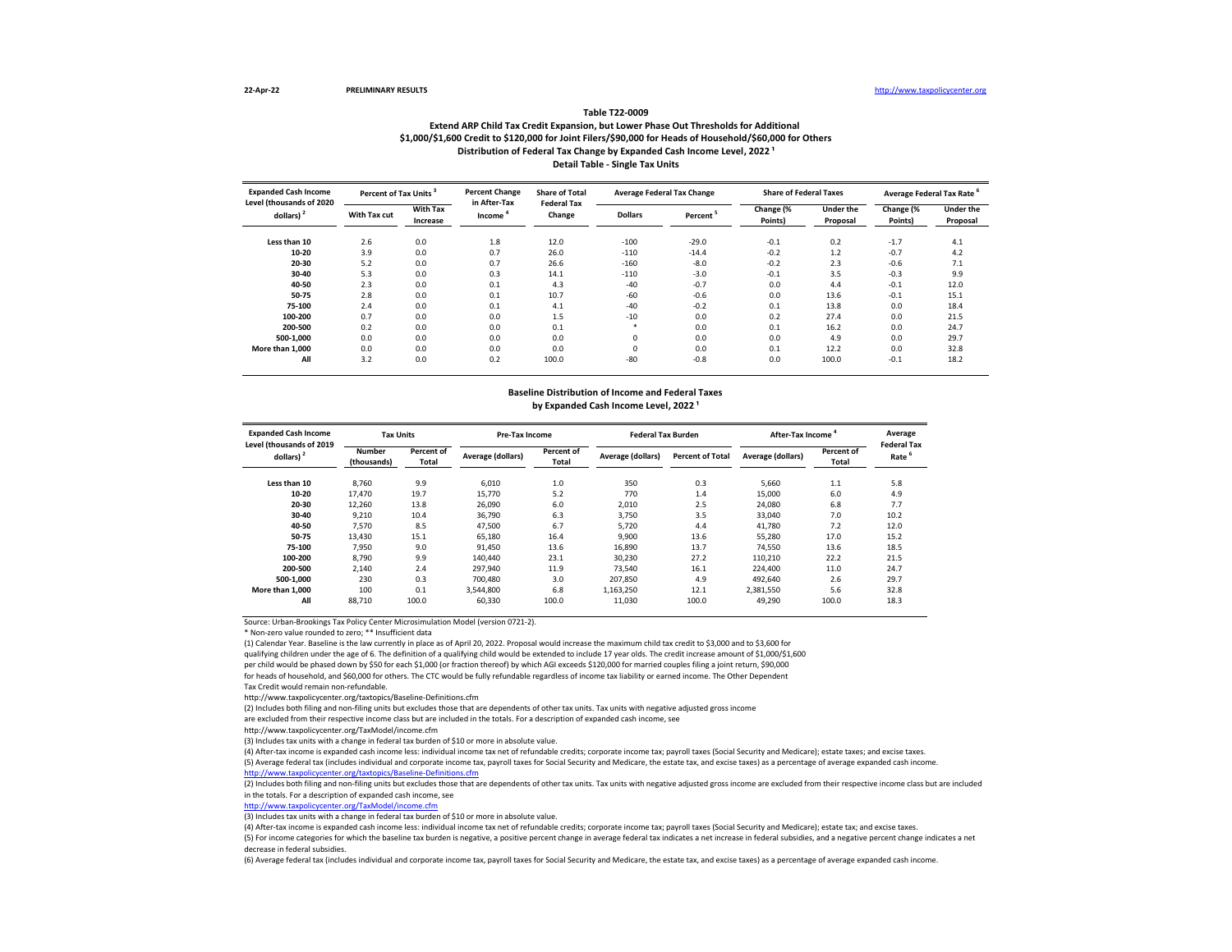22-Apr-22 PRELIMINARY RESULTS http://www.taxpolicycenter.org

## Table T22-0009

### Extend ARP Child Tax Credit Expansion, but Lower Phase Out Thresholds for Additional $1,000/$1,600 Credit to $120,000 for Joint Filers/$90,000 for Heads of Household/$60,000 for Others
### Distribution of Federal Tax Change by Expanded Cash Income Level, 2022 [1]
### Detail Table - Single Tax Units

| Expanded Cash Income Level (thousands of 2020 dollars) [2] | Percent of Tax Units [3] | | Percent Change in After-Tax Income [4] | Share of Total Federal Tax Change | Average Federal Tax Change | | Share of Federal Taxes | | Average Federal Tax Rate [6] | |
|---|---|---|---|---|---|---|---|---|---|---|
| | With Tax cut | With Tax Increase | | | Dollars | Percent [5] | Change (% Points) | Under the Proposal | Change (% Points) | Under the Proposal |
| Less than 10 | 2.6 | 0.0 | 1.8 | 12.0 | -100 | -29.0 | -0.1 | 0.2 | -1.7 | 4.1 |
| 10-20 | 3.9 | 0.0 | 0.7 | 26.0 | -110 | -14.4 | -0.2 | 1.2 | -0.7 | 4.2 |
| 20-30 | 5.2 | 0.0 | 0.7 | 26.6 | -160 | -8.0 | -0.2 | 2.3 | -0.6 | 7.1 |
| 30-40 | 5.3 | 0.0 | 0.3 | 14.1 | -110 | -3.0 | -0.1 | 3.5 | -0.3 | 9.9 |
| 40-50 | 2.3 | 0.0 | 0.1 | 4.3 | -40 | -0.7 | 0.0 | 4.4 | -0.1 | 12.0 |
| 50-75 | 2.8 | 0.0 | 0.1 | 10.7 | -60 | -0.6 | 0.0 | 13.6 | -0.1 | 15.1 |
| 75-100 | 2.4 | 0.0 | 0.1 | 4.1 | -40 | -0.2 | 0.1 | 13.8 | 0.0 | 18.4 |
| 100-200 | 0.7 | 0.0 | 0.0 | 1.5 | -10 | 0.0 | 0.2 | 27.4 | 0.0 | 21.5 |
| 200-500 | 0.2 | 0.0 | 0.0 | 0.1 | * | 0.0 | 0.1 | 16.2 | 0.0 | 24.7 |
| 500-1,000 | 0.0 | 0.0 | 0.0 | 0.0 | 0 | 0.0 | 0.0 | 4.9 | 0.0 | 29.7 |
| More than 1,000 | 0.0 | 0.0 | 0.0 | 0.0 | 0 | 0.0 | 0.1 | 12.2 | 0.0 | 32.8 |
| All | 3.2 | 0.0 | 0.2 | 100.0 | -80 | -0.8 | 0.0 | 100.0 | -0.1 | 18.2 |

### Baseline Distribution of Income and Federal Taxes by Expanded Cash Income Level, 2022 [1]

| Expanded Cash Income Level (thousands of 2019 dollars) [2] | Tax Units | | Pre-Tax Income | | Federal Tax Burden | | After-Tax Income [4] | | Average Federal Tax Rate [6] |
|---|---|---|---|---|---|---|---|---|---|
| | Number (thousands) | Percent of Total | Average (dollars) | Percent of Total | Average (dollars) | Percent of Total | Average (dollars) | Percent of Total | |
| Less than 10 | 8,760 | 9.9 | 6,010 | 1.0 | 350 | 0.3 | 5,660 | 1.1 | 5.8 |
| 10-20 | 17,470 | 19.7 | 15,770 | 5.2 | 770 | 1.4 | 15,000 | 6.0 | 4.9 |
| 20-30 | 12,260 | 13.8 | 26,090 | 6.0 | 2,010 | 2.5 | 24,080 | 6.8 | 7.7 |
| 30-40 | 9,210 | 10.4 | 36,790 | 6.3 | 3,750 | 3.5 | 33,040 | 7.0 | 10.2 |
| 40-50 | 7,570 | 8.5 | 47,500 | 6.7 | 5,720 | 4.4 | 41,780 | 7.2 | 12.0 |
| 50-75 | 13,430 | 15.1 | 65,180 | 16.4 | 9,900 | 13.6 | 55,280 | 17.0 | 15.2 |
| 75-100 | 7,950 | 9.0 | 91,450 | 13.6 | 16,890 | 13.7 | 74,550 | 13.6 | 18.5 |
| 100-200 | 8,790 | 9.9 | 140,440 | 23.1 | 30,230 | 27.2 | 110,210 | 22.2 | 21.5 |
| 200-500 | 2,140 | 2.4 | 297,940 | 11.9 | 73,540 | 16.1 | 224,400 | 11.0 | 24.7 |
| 500-1,000 | 230 | 0.3 | 700,480 | 3.0 | 207,850 | 4.9 | 492,640 | 2.6 | 29.7 |
| More than 1,000 | 100 | 0.1 | 3,544,800 | 6.8 | 1,163,250 | 12.1 | 2,381,550 | 5.6 | 32.8 |
| All | 88,710 | 100.0 | 60,330 | 100.0 | 11,030 | 100.0 | 49,290 | 100.0 | 18.3 |

Source: Urban-Brookings Tax Policy Center Microsimulation Model (version 0721-2).

\* Non-zero value rounded to zero; ** Insufficient data

(1) Calendar Year. Baseline is the law currently in place as of April 20, 2022. Proposal would increase the maximum child tax credit to $3,000 and to $3,600 for qualifying children under the age of 6. The definition of a qualifying child would be extended to include 17 year olds. The credit increase amount of $1,000/$1,600 per child would be phased down by $50 for each $1,000 (or fraction thereof) by which AGI exceeds $120,000 for married couples filing a joint return, $90,000 for heads of household, and $60,000 for others. The CTC would be fully refundable regardless of income tax liability or earned income. The Other Dependent Tax Credit would remain non-refundable.

http://www.taxpolicycenter.org/taxtopics/Baseline-Definitions.cfm

(2) Includes both filing and non-filing units but excludes those that are dependents of other tax units. Tax units with negative adjusted gross income are excluded from their respective income class but are included in the totals. For a description of expanded cash income, see

http://www.taxpolicycenter.org/TaxModel/income.cfm

(3) Includes tax units with a change in federal tax burden of $10 or more in absolute value.

(4) After-tax income is expanded cash income less: individual income tax net of refundable credits; corporate income tax; payroll taxes (Social Security and Medicare); estate taxes; and excise taxes.

(5) Average federal tax (includes individual and corporate income tax, payroll taxes for Social Security and Medicare, the estate tax, and excise taxes) as a percentage of average expanded cash income.

http://www.taxpolicycenter.org/taxtopics/Baseline-Definitions.cfm

(2) Includes both filing and non-filing units but excludes those that are dependents of other tax units. Tax units with negative adjusted gross income are excluded from their respective income class but are included in the totals. For a description of expanded cash income, see

http://www.taxpolicycenter.org/TaxModel/income.cfm

(3) Includes tax units with a change in federal tax burden of $10 or more in absolute value.

(4) After-tax income is expanded cash income less: individual income tax net of refundable credits; corporate income tax; payroll taxes (Social Security and Medicare); estate tax; and excise taxes.

(5) For income categories for which the baseline tax burden is negative, a positive percent change in average federal tax indicates a net increase in federal subsidies, and a negative percent change indicates a net decrease in federal subsidies.

(6) Average federal tax (includes individual and corporate income tax, payroll taxes for Social Security and Medicare, the estate tax, and excise taxes) as a percentage of average expanded cash income.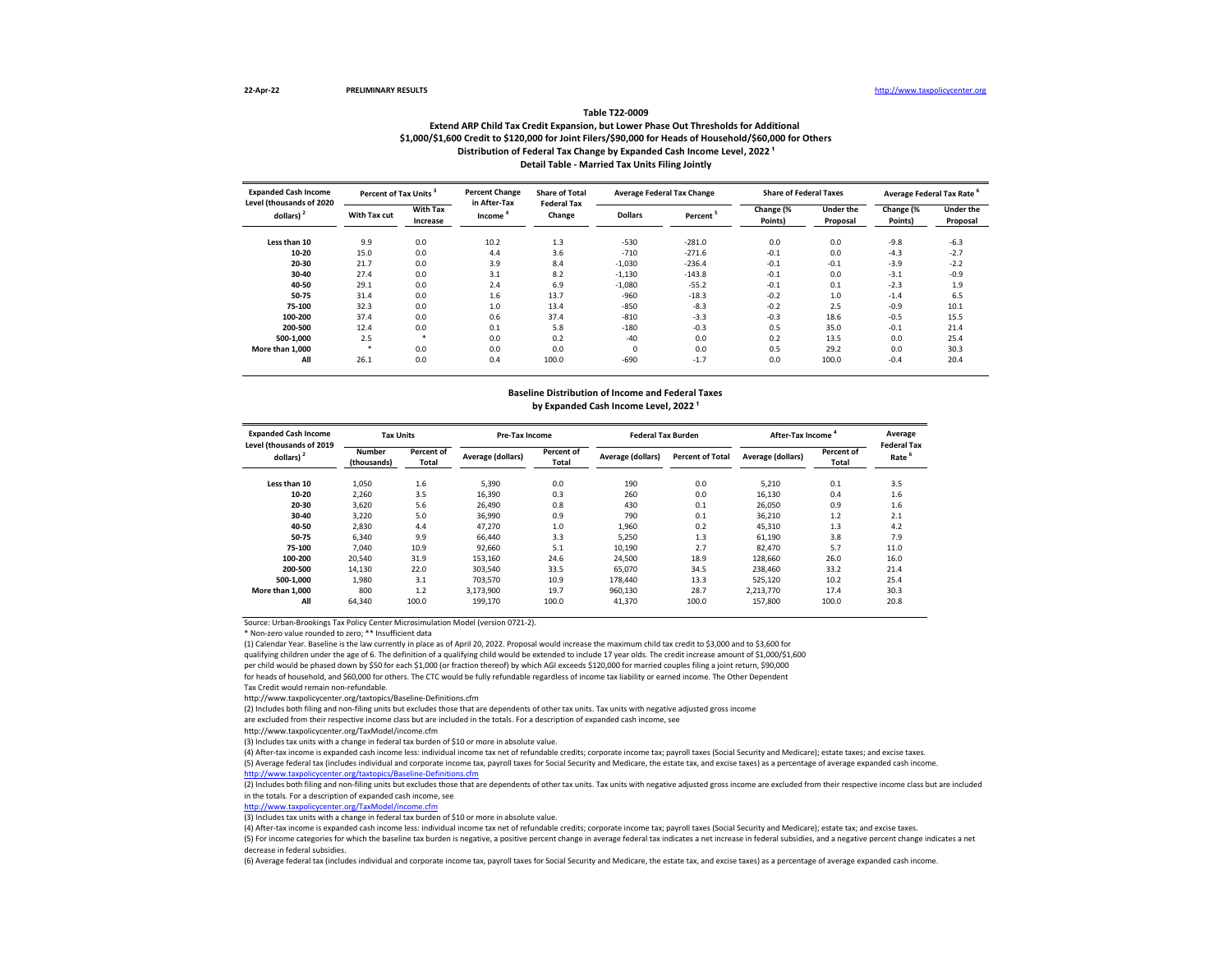22-Apr-22 **PRELIMINARY RESULTS** http://www.taxpolicycenter.org

# Table T22-0009

## Extend ARP Child Tax Credit Expansion, but Lower Phase Out Thresholds for Additional $1,000/$1,600 Credit to $120,000 for Joint Filers/$90,000 for Heads of Household/$60,000 for Others

### Distribution of Federal Tax Change by Expanded Cash Income Level, 2022 [1]

### Detail Table - Married Tax Units Filing Jointly

| Expanded Cash Income Level (thousands of 2020 dollars) [2] | Percent of Tax Units [3] | | Percent Change in After-Tax Income [4] | Share of Total Federal Tax Change | Average Federal Tax Change | | Share of Federal Taxes | | Average Federal Tax Rate [6] | |
|---|---|---|---|---|---|---|---|---|---|---|
| | With Tax cut | With Tax Increase | | | Dollars | Percent [5] | Change (% Points) | Under the Proposal | Change (% Points) | Under the Proposal |
| Less than 10 | 9.9 | 0.0 | 10.2 | 1.3 | -530 | -281.0 | 0.0 | 0.0 | -9.8 | -6.3 |
| 10-20 | 15.0 | 0.0 | 4.4 | 3.6 | -710 | -271.6 | -0.1 | 0.0 | -4.3 | -2.7 |
| 20-30 | 21.7 | 0.0 | 3.9 | 8.4 | -1,030 | -236.4 | -0.1 | -0.1 | -3.9 | -2.2 |
| 30-40 | 27.4 | 0.0 | 3.1 | 8.2 | -1,130 | -143.8 | -0.1 | 0.0 | -3.1 | -0.9 |
| 40-50 | 29.1 | 0.0 | 2.4 | 6.9 | -1,080 | -55.2 | -0.1 | 0.1 | -2.3 | 1.9 |
| 50-75 | 31.4 | 0.0 | 1.6 | 13.7 | -960 | -18.3 | -0.2 | 1.0 | -1.4 | 6.5 |
| 75-100 | 32.3 | 0.0 | 1.0 | 13.4 | -850 | -8.3 | -0.2 | 2.5 | -0.9 | 10.1 |
| 100-200 | 37.4 | 0.0 | 0.6 | 37.4 | -810 | -3.3 | -0.3 | 18.6 | -0.5 | 15.5 |
| 200-500 | 12.4 | 0.0 | 0.1 | 5.8 | -180 | -0.3 | 0.5 | 35.0 | -0.1 | 21.4 |
| 500-1,000 | 2.5 | * | 0.0 | 0.2 | -40 | 0.0 | 0.2 | 13.5 | 0.0 | 25.4 |
| More than 1,000 | * | 0.0 | 0.0 | 0.0 | 0 | 0.0 | 0.5 | 29.2 | 0.0 | 30.3 |
| All | 26.1 | 0.0 | 0.4 | 100.0 | -690 | -1.7 | 0.0 | 100.0 | -0.4 | 20.4 |

### Baseline Distribution of Income and Federal Taxes by Expanded Cash Income Level, 2022 [1]

| Expanded Cash Income Level (thousands of 2019 dollars) [2] | Tax Units | | Pre-Tax Income | | Federal Tax Burden | | After-Tax Income [4] | | Average Federal Tax Rate [6] |
|---|---|---|---|---|---|---|---|---|---|
| | Number (thousands) | Percent of Total | Average (dollars) | Percent of Total | Average (dollars) | Percent of Total | Average (dollars) | Percent of Total | |
| Less than 10 | 1,050 | 1.6 | 5,390 | 0.0 | 190 | 0.0 | 5,210 | 0.1 | 3.5 |
| 10-20 | 2,260 | 3.5 | 16,390 | 0.3 | 260 | 0.0 | 16,130 | 0.4 | 1.6 |
| 20-30 | 3,620 | 5.6 | 26,490 | 0.8 | 430 | 0.1 | 26,050 | 0.9 | 1.6 |
| 30-40 | 3,220 | 5.0 | 36,990 | 0.9 | 790 | 0.1 | 36,210 | 1.2 | 2.1 |
| 40-50 | 2,830 | 4.4 | 47,270 | 1.0 | 1,960 | 0.2 | 45,310 | 1.3 | 4.2 |
| 50-75 | 6,340 | 9.9 | 66,440 | 3.3 | 5,250 | 1.3 | 61,190 | 3.8 | 7.9 |
| 75-100 | 7,040 | 10.9 | 92,660 | 5.1 | 10,190 | 2.7 | 82,470 | 5.7 | 11.0 |
| 100-200 | 20,540 | 31.9 | 153,160 | 24.6 | 24,500 | 18.9 | 128,660 | 26.0 | 16.0 |
| 200-500 | 14,130 | 22.0 | 303,540 | 33.5 | 65,070 | 34.5 | 238,460 | 33.2 | 21.4 |
| 500-1,000 | 1,980 | 3.1 | 703,570 | 10.9 | 178,440 | 13.3 | 525,120 | 10.2 | 25.4 |
| More than 1,000 | 800 | 1.2 | 3,173,900 | 19.7 | 960,130 | 28.7 | 2,213,770 | 17.4 | 30.3 |
| All | 64,340 | 100.0 | 199,170 | 100.0 | 41,370 | 100.0 | 157,800 | 100.0 | 20.8 |

Source: Urban-Brookings Tax Policy Center Microsimulation Model (version 0721-2).

* Non-zero value rounded to zero; ** Insufficient data

(1) Calendar Year. Baseline is the law currently in place as of April 20, 2022. Proposal would increase the maximum child tax credit to $3,000 and to $3,600 for qualifying children under the age of 6. The definition of a qualifying child would be extended to include 17 year olds. The credit increase amount of $1,000/$1,600 per child would be phased down by $50 for each $1,000 (or fraction thereof) by which AGI exceeds $120,000 for married couples filing a joint return, $90,000 for heads of household, and $60,000 for others. The CTC would be fully refundable regardless of income tax liability or earned income. The Other Dependent Tax Credit would remain non-refundable.

http://www.taxpolicycenter.org/taxtopics/Baseline-Definitions.cfm

(2) Includes both filing and non-filing units but excludes those that are dependents of other tax units. Tax units with negative adjusted gross income are excluded from their respective income class but are included in the totals. For a description of expanded cash income, see

http://www.taxpolicycenter.org/TaxModel/income.cfm

(3) Includes tax units with a change in federal tax burden of $10 or more in absolute value.

(4) After-tax income is expanded cash income less: individual income tax net of refundable credits; corporate income tax; payroll taxes (Social Security and Medicare); estate taxes; and excise taxes.

(5) Average federal tax (includes individual and corporate income tax, payroll taxes for Social Security and Medicare, the estate tax, and excise taxes) as a percentage of average expanded cash income.

http://www.taxpolicycenter.org/taxtopics/Baseline-Definitions.cfm

(2) Includes both filing and non-filing units but excludes those that are dependents of other tax units. Tax units with negative adjusted gross income are excluded from their respective income class but are included in the totals. For a description of expanded cash income, see

http://www.taxpolicycenter.org/TaxModel/income.cfm

(3) Includes tax units with a change in federal tax burden of $10 or more in absolute value.

(4) After-tax income is expanded cash income less: individual income tax net of refundable credits; corporate income tax; payroll taxes (Social Security and Medicare); estate tax; and excise taxes.

(5) For income categories for which the baseline tax burden is negative, a positive percent change in average federal tax indicates a net increase in federal subsidies, and a negative percent change indicates a net decrease in federal subsidies.

(6) Average federal tax (includes individual and corporate income tax, payroll taxes for Social Security and Medicare, the estate tax, and excise taxes) as a percentage of average expanded cash income.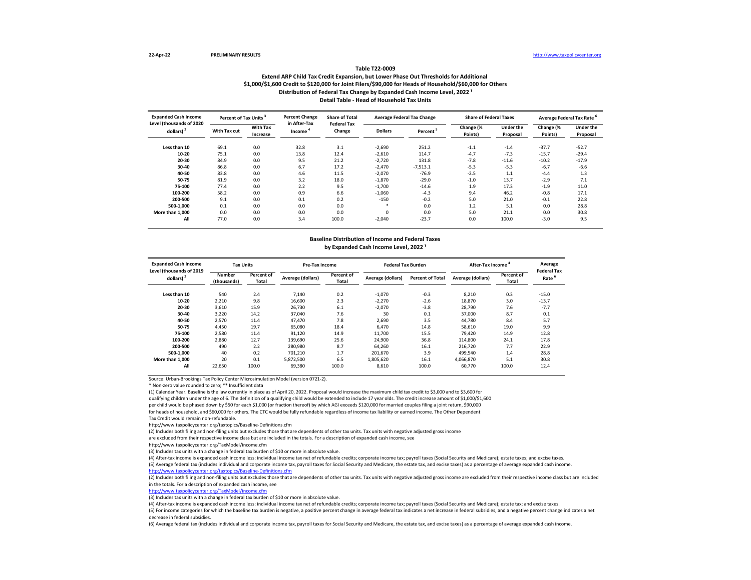22-Apr-22 **PRELIMINARY RESULTS** http://www.taxpolicycenter.org

**Table T22-0009**

**Extend ARP Child Tax Credit Expansion, but Lower Phase Out Thresholds for Additional $1,000/$1,600 Credit to $120,000 for Joint Filers/$90,000 for Heads of Household/$60,000 for Others**

**Distribution of Federal Tax Change by Expanded Cash Income Level, 2022 [1]**

**Detail Table - Head of Household Tax Units**

| Expanded Cash Income Level (thousands of 2020 dollars) [2] | Percent of Tax Units [3] | | Percent Change in After-Tax Income [4] | Share of Total Federal Tax Change | Average Federal Tax Change | | Share of Federal Taxes | | Average Federal Tax Rate [6] | |
|---|---|---|---|---|---|---|---|---|---|---|
| | With Tax cut | With Tax Increase | | | Dollars | Percent [5] | Change (% Points) | Under the Proposal | Change (% Points) | Under the Proposal |
| Less than 10 | 69.1 | 0.0 | 32.8 | 3.1 | -2,690 | 251.2 | -1.1 | -1.4 | -37.7 | -52.7 |
| 10-20 | 75.1 | 0.0 | 13.8 | 12.4 | -2,610 | 114.7 | -4.7 | -7.3 | -15.7 | -29.4 |
| 20-30 | 84.9 | 0.0 | 9.5 | 21.2 | -2,720 | 131.8 | -7.8 | -11.6 | -10.2 | -17.9 |
| 30-40 | 86.8 | 0.0 | 6.7 | 17.2 | -2,470 | -7,513.1 | -5.3 | -5.3 | -6.7 | -6.6 |
| 40-50 | 83.8 | 0.0 | 4.6 | 11.5 | -2,070 | -76.9 | -2.5 | 1.1 | -4.4 | 1.3 |
| 50-75 | 81.9 | 0.0 | 3.2 | 18.0 | -1,870 | -29.0 | -1.0 | 13.7 | -2.9 | 7.1 |
| 75-100 | 77.4 | 0.0 | 2.2 | 9.5 | -1,700 | -14.6 | 1.9 | 17.3 | -1.9 | 11.0 |
| 100-200 | 58.2 | 0.0 | 0.9 | 6.6 | -1,060 | -4.3 | 9.4 | 46.2 | -0.8 | 17.1 |
| 200-500 | 9.1 | 0.0 | 0.1 | 0.2 | -150 | -0.2 | 5.0 | 21.0 | -0.1 | 22.8 |
| 500-1,000 | 0.1 | 0.0 | 0.0 | 0.0 | * | 0.0 | 1.2 | 5.1 | 0.0 | 28.8 |
| More than 1,000 | 0.0 | 0.0 | 0.0 | 0.0 | 0 | 0.0 | 5.0 | 21.1 | 0.0 | 30.8 |
| All | 77.0 | 0.0 | 3.4 | 100.0 | -2,040 | -23.7 | 0.0 | 100.0 | -3.0 | 9.5 |

**Baseline Distribution of Income and Federal Taxes by Expanded Cash Income Level, 2022 [1]**

| Expanded Cash Income Level (thousands of 2019 dollars) [2] | Tax Units | | Pre-Tax Income | | Federal Tax Burden | | After-Tax Income [4] | | Average Federal Tax Rate [6] |
|---|---|---|---|---|---|---|---|---|---|
| | Number (thousands) | Percent of Total | Average (dollars) | Percent of Total | Average (dollars) | Percent of Total | Average (dollars) | Percent of Total | |
| Less than 10 | 540 | 2.4 | 7,140 | 0.2 | -1,070 | -0.3 | 8,210 | 0.3 | -15.0 |
| 10-20 | 2,210 | 9.8 | 16,600 | 2.3 | -2,270 | -2.6 | 18,870 | 3.0 | -13.7 |
| 20-30 | 3,610 | 15.9 | 26,730 | 6.1 | -2,070 | -3.8 | 28,790 | 7.6 | -7.7 |
| 30-40 | 3,220 | 14.2 | 37,040 | 7.6 | 30 | 0.1 | 37,000 | 8.7 | 0.1 |
| 40-50 | 2,570 | 11.4 | 47,470 | 7.8 | 2,690 | 3.5 | 44,780 | 8.4 | 5.7 |
| 50-75 | 4,450 | 19.7 | 65,080 | 18.4 | 6,470 | 14.8 | 58,610 | 19.0 | 9.9 |
| 75-100 | 2,580 | 11.4 | 91,120 | 14.9 | 11,700 | 15.5 | 79,420 | 14.9 | 12.8 |
| 100-200 | 2,880 | 12.7 | 139,690 | 25.6 | 24,900 | 36.8 | 114,800 | 24.1 | 17.8 |
| 200-500 | 490 | 2.2 | 280,980 | 8.7 | 64,260 | 16.1 | 216,720 | 7.7 | 22.9 |
| 500-1,000 | 40 | 0.2 | 701,210 | 1.7 | 201,670 | 3.9 | 499,540 | 1.4 | 28.8 |
| More than 1,000 | 20 | 0.1 | 5,872,500 | 6.5 | 1,805,620 | 16.1 | 4,066,870 | 5.1 | 30.8 |
| All | 22,650 | 100.0 | 69,380 | 100.0 | 8,610 | 100.0 | 60,770 | 100.0 | 12.4 |

Source: Urban-Brookings Tax Policy Center Microsimulation Model (version 0721-2).

* Non-zero value rounded to zero; ** Insufficient data

(1) Calendar Year. Baseline is the law currently in place as of April 20, 2022. Proposal would increase the maximum child tax credit to $3,000 and to $3,600 for qualifying children under the age of 6. The definition of a qualifying child would be extended to include 17 year olds. The credit increase amount of $1,000/$1,600 per child would be phased down by $50 for each $1,000 (or fraction thereof) by which AGI exceeds $120,000 for married couples filing a joint return, $90,000 for heads of household, and $60,000 for others. The CTC would be fully refundable regardless of income tax liability or earned income. The Other Dependent Tax Credit would remain non-refundable.

http://www.taxpolicycenter.org/taxtopics/Baseline-Definitions.cfm

(2) Includes both filing and non-filing units but excludes those that are dependents of other tax units. Tax units with negative adjusted gross income are excluded from their respective income class but are included in the totals. For a description of expanded cash income, see

http://www.taxpolicycenter.org/TaxModel/income.cfm

(3) Includes tax units with a change in federal tax burden of $10 or more in absolute value.

(4) After-tax income is expanded cash income less: individual income tax net of refundable credits; corporate income tax; payroll taxes (Social Security and Medicare); estate taxes; and excise taxes.

(5) Average federal tax (includes individual and corporate income tax, payroll taxes for Social Security and Medicare, the estate tax, and excise taxes) as a percentage of average expanded cash income.

http://www.taxpolicycenter.org/taxtopics/Baseline-Definitions.cfm

(2) Includes both filing and non-filing units but excludes those that are dependents of other tax units. Tax units with negative adjusted gross income are excluded from their respective income class but are included in the totals. For a description of expanded cash income, see

http://www.taxpolicycenter.org/TaxModel/income.cfm

(3) Includes tax units with a change in federal tax burden of $10 or more in absolute value.

(4) After-tax income is expanded cash income less: individual income tax net of refundable credits; corporate income tax; payroll taxes (Social Security and Medicare); estate tax; and excise taxes.

(5) For income categories for which the baseline tax burden is negative, a positive percent change in average federal tax indicates a net increase in federal subsidies, and a negative percent change indicates a net decrease in federal subsidies.

(6) Average federal tax (includes individual and corporate income tax, payroll taxes for Social Security and Medicare, the estate tax, and excise taxes) as a percentage of average expanded cash income.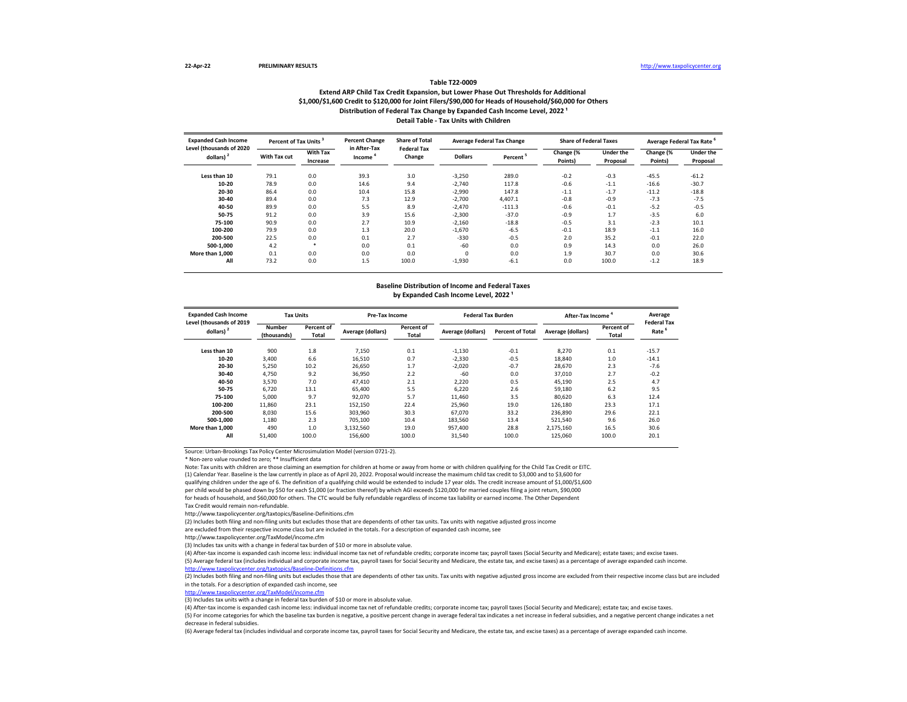22-Apr-22 **PRELIMINARY RESULTS** http://www.taxpolicycenter.org

## Table T22-0009

### Extend ARP Child Tax Credit Expansion, but Lower Phase Out Thresholds for Additional $1,000/$1,600 Credit to $120,000 for Joint Filers/$90,000 for Heads of Household/$60,000 for Others
### Distribution of Federal Tax Change by Expanded Cash Income Level, 2022 [1]
### Detail Table - Tax Units with Children

| Expanded Cash Income Level (thousands of 2020 dollars) [2] | Percent of Tax Units [3] | | Percent Change in After-Tax Income [4] | Share of Total Federal Tax Change | Average Federal Tax Change | | Share of Federal Taxes | | Average Federal Tax Rate [6] | |
|---|---|---|---|---|---|---|---|---|---|---|
| | With Tax cut | With Tax Increase | | | Dollars | Percent [5] | Change (% Points) | Under the Proposal | Change (% Points) | Under the Proposal |
| Less than 10 | 79.1 | 0.0 | 39.3 | 3.0 | -3,250 | 289.0 | -0.2 | -0.3 | -45.5 | -61.2 |
| 10-20 | 78.9 | 0.0 | 14.6 | 9.4 | -2,740 | 117.8 | -0.6 | -1.1 | -16.6 | -30.7 |
| 20-30 | 86.4 | 0.0 | 10.4 | 15.8 | -2,990 | 147.8 | -1.1 | -1.7 | -11.2 | -18.8 |
| 30-40 | 89.4 | 0.0 | 7.3 | 12.9 | -2,700 | 4,407.1 | -0.8 | -0.9 | -7.3 | -7.5 |
| 40-50 | 89.9 | 0.0 | 5.5 | 8.9 | -2,470 | -111.3 | -0.6 | -0.1 | -5.2 | -0.5 |
| 50-75 | 91.2 | 0.0 | 3.9 | 15.6 | -2,300 | -37.0 | -0.9 | 1.7 | -3.5 | 6.0 |
| 75-100 | 90.9 | 0.0 | 2.7 | 10.9 | -2,160 | -18.8 | -0.5 | 3.1 | -2.3 | 10.1 |
| 100-200 | 79.9 | 0.0 | 1.3 | 20.0 | -1,670 | -6.5 | -0.1 | 18.9 | -1.1 | 16.0 |
| 200-500 | 22.5 | 0.0 | 0.1 | 2.7 | -330 | -0.5 | 2.0 | 35.2 | -0.1 | 22.0 |
| 500-1,000 | 4.2 | * | 0.0 | 0.1 | -60 | 0.0 | 0.9 | 14.3 | 0.0 | 26.0 |
| More than 1,000 | 0.1 | 0.0 | 0.0 | 0.0 | 0 | 0.0 | 1.9 | 30.7 | 0.0 | 30.6 |
| All | 73.2 | 0.0 | 1.5 | 100.0 | -1,930 | -6.1 | 0.0 | 100.0 | -1.2 | 18.9 |

### Baseline Distribution of Income and Federal Taxes by Expanded Cash Income Level, 2022 [1]

| Expanded Cash Income Level (thousands of 2019 dollars) [2] | Tax Units | | Pre-Tax Income | | Federal Tax Burden | | After-Tax Income [4] | | Average Federal Tax Rate [6] |
|---|---|---|---|---|---|---|---|---|---|
| | Number (thousands) | Percent of Total | Average (dollars) | Percent of Total | Average (dollars) | Percent of Total | Average (dollars) | Percent of Total | |
| Less than 10 | 900 | 1.8 | 7,150 | 0.1 | -1,130 | -0.1 | 8,270 | 0.1 | -15.7 |
| 10-20 | 3,400 | 6.6 | 16,510 | 0.7 | -2,330 | -0.5 | 18,840 | 1.0 | -14.1 |
| 20-30 | 5,250 | 10.2 | 26,650 | 1.7 | -2,020 | -0.7 | 28,670 | 2.3 | -7.6 |
| 30-40 | 4,750 | 9.2 | 36,950 | 2.2 | -60 | 0.0 | 37,010 | 2.7 | -0.2 |
| 40-50 | 3,570 | 7.0 | 47,410 | 2.1 | 2,220 | 0.5 | 45,190 | 2.5 | 4.7 |
| 50-75 | 6,720 | 13.1 | 65,400 | 5.5 | 6,220 | 2.6 | 59,180 | 6.2 | 9.5 |
| 75-100 | 5,000 | 9.7 | 92,070 | 5.7 | 11,460 | 3.5 | 80,620 | 6.3 | 12.4 |
| 100-200 | 11,860 | 23.1 | 152,150 | 22.4 | 25,960 | 19.0 | 126,180 | 23.3 | 17.1 |
| 200-500 | 8,030 | 15.6 | 303,960 | 30.3 | 67,070 | 33.2 | 236,890 | 29.6 | 22.1 |
| 500-1,000 | 1,180 | 2.3 | 705,100 | 10.4 | 183,560 | 13.4 | 521,540 | 9.6 | 26.0 |
| More than 1,000 | 490 | 1.0 | 3,132,560 | 19.0 | 957,400 | 28.8 | 2,175,160 | 16.5 | 30.6 |
| All | 51,400 | 100.0 | 156,600 | 100.0 | 31,540 | 100.0 | 125,060 | 100.0 | 20.1 |

Source: Urban-Brookings Tax Policy Center Microsimulation Model (version 0721-2).

* Non-zero value rounded to zero; ** Insufficient data

Note: Tax units with children are those claiming an exemption for children at home or away from home or with children qualifying for the Child Tax Credit or EITC.

(1) Calendar Year. Baseline is the law currently in place as of April 20, 2022. Proposal would increase the maximum child tax credit to $3,000 and to $3,600 for qualifying children under the age of 6. The definition of a qualifying child would be extended to include 17 year olds. The credit increase amount of $1,000/$1,600 per child would be phased down by $50 for each $1,000 (or fraction thereof) by which AGI exceeds $120,000 for married couples filing a joint return, $90,000 for heads of household, and $60,000 for others. The CTC would be fully refundable regardless of income tax liability or earned income. The Other Dependent Tax Credit would remain non-refundable.

http://www.taxpolicycenter.org/taxtopics/Baseline-Definitions.cfm

(2) Includes both filing and non-filing units but excludes those that are dependents of other tax units. Tax units with negative adjusted gross income are excluded from their respective income class but are included in the totals. For a description of expanded cash income, see

http://www.taxpolicycenter.org/TaxModel/income.cfm

(3) Includes tax units with a change in federal tax burden of $10 or more in absolute value.

(4) After-tax income is expanded cash income less: individual income tax net of refundable credits; corporate income tax; payroll taxes (Social Security and Medicare); estate taxes; and excise taxes.

(5) Average federal tax (includes individual and corporate income tax, payroll taxes for Social Security and Medicare, the estate tax, and excise taxes) as a percentage of average expanded cash income.

http://www.taxpolicycenter.org/taxtopics/Baseline-Definitions.cfm

(2) Includes both filing and non-filing units but excludes those that are dependents of other tax units. Tax units with negative adjusted gross income are excluded from their respective income class but are included in the totals. For a description of expanded cash income, see

http://www.taxpolicycenter.org/TaxModel/income.cfm

(3) Includes tax units with a change in federal tax burden of $10 or more in absolute value.

(4) After-tax income is expanded cash income less: individual income tax net of refundable credits; corporate income tax; payroll taxes (Social Security and Medicare); estate tax; and excise taxes.

(5) For income categories for which the baseline tax burden is negative, a positive percent change in average federal tax indicates a net increase in federal subsidies, and a negative percent change indicates a net decrease in federal subsidies.

(6) Average federal tax (includes individual and corporate income tax, payroll taxes for Social Security and Medicare, the estate tax, and excise taxes) as a percentage of average expanded cash income.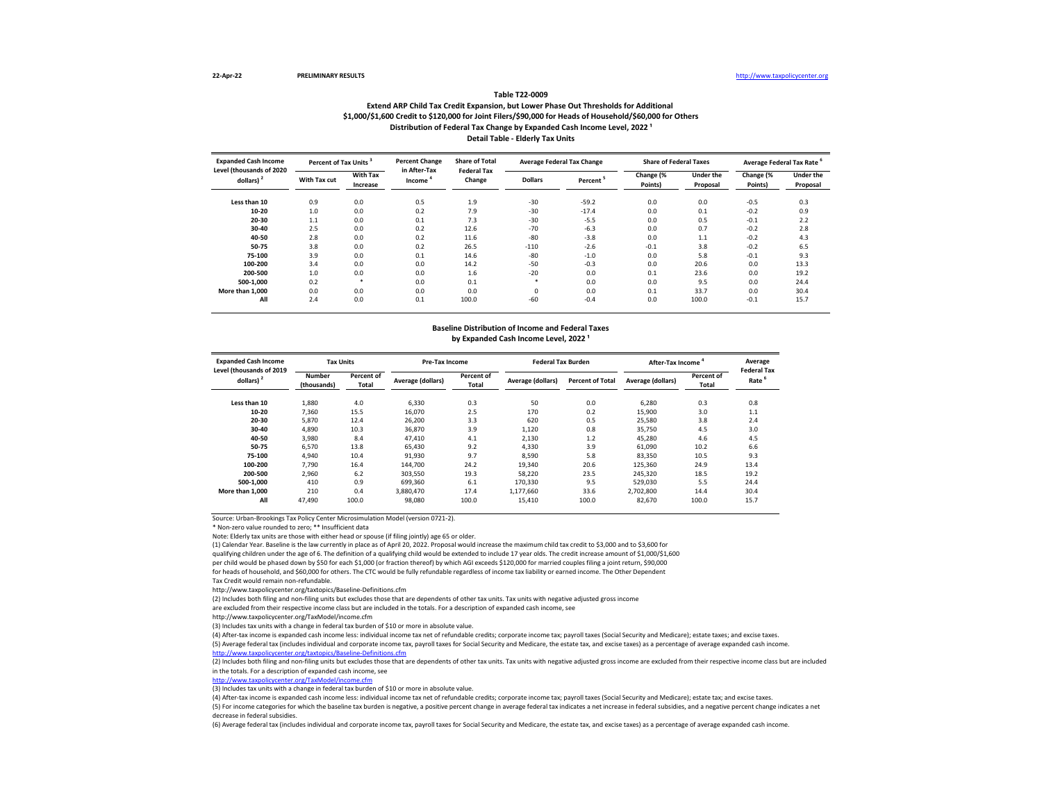22-Apr-22 **PRELIMINARY RESULTS** http://www.taxpolicycenter.org

**Table T22-0009**
**Extend ARP Child Tax Credit Expansion, but Lower Phase Out Thresholds for Additional $1,000/$1,600 Credit to $120,000 for Joint Filers/$90,000 for Heads of Household/$60,000 for Others**
**Distribution of Federal Tax Change by Expanded Cash Income Level, 2022 [1]**
**Detail Table - Elderly Tax Units**

| Expanded Cash Income Level (thousands of 2020 dollars) [2] | Percent of Tax Units [3] | | Percent Change in After-Tax Income [4] | Share of Total Federal Tax Change | Average Federal Tax Change | | Share of Federal Taxes | | Average Federal Tax Rate [6] | |
|---|---|---|---|---|---|---|---|---|---|---|
| | With Tax cut | With Tax Increase | | | Dollars | Percent [5] | Change (% Points) | Under the Proposal | Change (% Points) | Under the Proposal |
| Less than 10 | 0.9 | 0.0 | 0.5 | 1.9 | -30 | -59.2 | 0.0 | 0.0 | -0.5 | 0.3 |
| 10-20 | 1.0 | 0.0 | 0.2 | 7.9 | -30 | -17.4 | 0.0 | 0.1 | -0.2 | 0.9 |
| 20-30 | 1.1 | 0.0 | 0.1 | 7.3 | -30 | -5.5 | 0.0 | 0.5 | -0.1 | 2.2 |
| 30-40 | 2.5 | 0.0 | 0.2 | 12.6 | -70 | -6.3 | 0.0 | 0.7 | -0.2 | 2.8 |
| 40-50 | 2.8 | 0.0 | 0.2 | 11.6 | -80 | -3.8 | 0.0 | 1.1 | -0.2 | 4.3 |
| 50-75 | 3.8 | 0.0 | 0.2 | 26.5 | -110 | -2.6 | -0.1 | 3.8 | -0.2 | 6.5 |
| 75-100 | 3.9 | 0.0 | 0.1 | 14.6 | -80 | -1.0 | 0.0 | 5.8 | -0.1 | 9.3 |
| 100-200 | 3.4 | 0.0 | 0.0 | 14.2 | -50 | -0.3 | 0.0 | 20.6 | 0.0 | 13.3 |
| 200-500 | 1.0 | 0.0 | 0.0 | 1.6 | -20 | 0.0 | 0.1 | 23.6 | 0.0 | 19.2 |
| 500-1,000 | 0.2 | * | 0.0 | 0.1 | * | 0.0 | 0.0 | 9.5 | 0.0 | 24.4 |
| More than 1,000 | 0.0 | 0.0 | 0.0 | 0.0 | 0 | 0.0 | 0.1 | 33.7 | 0.0 | 30.4 |
| All | 2.4 | 0.0 | 0.1 | 100.0 | -60 | -0.4 | 0.0 | 100.0 | -0.1 | 15.7 |

**Baseline Distribution of Income and Federal Taxes by Expanded Cash Income Level, 2022 [1]**

| Expanded Cash Income Level (thousands of 2019 dollars) [2] | Tax Units | | Pre-Tax Income | | Federal Tax Burden | | After-Tax Income [4] | | Average Federal Tax Rate [6] |
|---|---|---|---|---|---|---|---|---|---|
| | Number (thousands) | Percent of Total | Average (dollars) | Percent of Total | Average (dollars) | Percent of Total | Average (dollars) | Percent of Total | |
| Less than 10 | 1,880 | 4.0 | 6,330 | 0.3 | 50 | 0.0 | 6,280 | 0.3 | 0.8 |
| 10-20 | 7,360 | 15.5 | 16,070 | 2.5 | 170 | 0.2 | 15,900 | 3.0 | 1.1 |
| 20-30 | 5,870 | 12.4 | 26,200 | 3.3 | 620 | 0.5 | 25,580 | 3.8 | 2.4 |
| 30-40 | 4,890 | 10.3 | 36,870 | 3.9 | 1,120 | 0.8 | 35,750 | 4.5 | 3.0 |
| 40-50 | 3,980 | 8.4 | 47,410 | 4.1 | 2,130 | 1.2 | 45,280 | 4.6 | 4.5 |
| 50-75 | 6,570 | 13.8 | 65,430 | 9.2 | 4,330 | 3.9 | 61,090 | 10.2 | 6.6 |
| 75-100 | 4,940 | 10.4 | 91,930 | 9.7 | 8,590 | 5.8 | 83,350 | 10.5 | 9.3 |
| 100-200 | 7,790 | 16.4 | 144,700 | 24.2 | 19,340 | 20.6 | 125,360 | 24.9 | 13.4 |
| 200-500 | 2,960 | 6.2 | 303,550 | 19.3 | 58,220 | 23.5 | 245,320 | 18.5 | 19.2 |
| 500-1,000 | 410 | 0.9 | 699,360 | 6.1 | 170,330 | 9.5 | 529,030 | 5.5 | 24.4 |
| More than 1,000 | 210 | 0.4 | 3,880,470 | 17.4 | 1,177,660 | 33.6 | 2,702,800 | 14.4 | 30.4 |
| All | 47,490 | 100.0 | 98,080 | 100.0 | 15,410 | 100.0 | 82,670 | 100.0 | 15.7 |

Source: Urban-Brookings Tax Policy Center Microsimulation Model (version 0721-2).

* Non-zero value rounded to zero; ** Insufficient data

Note: Elderly tax units are those with either head or spouse (if filing jointly) age 65 or older.

(1) Calendar Year. Baseline is the law currently in place as of April 20, 2022. Proposal would increase the maximum child tax credit to $3,000 and to $3,600 for qualifying children under the age of 6. The definition of a qualifying child would be extended to include 17 year olds. The credit increase amount of $1,000/$1,600 per child would be phased down by $50 for each $1,000 (or fraction thereof) by which AGI exceeds $120,000 for married couples filing a joint return, $90,000 for heads of household, and $60,000 for others. The CTC would be fully refundable regardless of income tax liability or earned income. The Other Dependent Tax Credit would remain non-refundable.

http://www.taxpolicycenter.org/taxtopics/Baseline-Definitions.cfm

(2) Includes both filing and non-filing units but excludes those that are dependents of other tax units. Tax units with negative adjusted gross income are excluded from their respective income class but are included in the totals. For a description of expanded cash income, see

http://www.taxpolicycenter.org/TaxModel/income.cfm

(3) Includes tax units with a change in federal tax burden of $10 or more in absolute value.

(4) After-tax income is expanded cash income less: individual income tax net of refundable credits; corporate income tax; payroll taxes (Social Security and Medicare); estate taxes; and excise taxes.

(5) Average federal tax (includes individual and corporate income tax, payroll taxes for Social Security and Medicare, the estate tax, and excise taxes) as a percentage of average expanded cash income.

http://www.taxpolicycenter.org/taxtopics/Baseline-Definitions.cfm

(2) Includes both filing and non-filing units but excludes those that are dependents of other tax units. Tax units with negative adjusted gross income are excluded from their respective income class but are included in the totals. For a description of expanded cash income, see

http://www.taxpolicycenter.org/TaxModel/income.cfm

(3) Includes tax units with a change in federal tax burden of $10 or more in absolute value.

(4) After-tax income is expanded cash income less: individual income tax net of refundable credits; corporate income tax; payroll taxes (Social Security and Medicare); estate tax; and excise taxes.

(5) For income categories for which the baseline tax burden is negative, a positive percent change in average federal tax indicates a net increase in federal subsidies, and a negative percent change indicates a net decrease in federal subsidies.

(6) Average federal tax (includes individual and corporate income tax, payroll taxes for Social Security and Medicare, the estate tax, and excise taxes) as a percentage of average expanded cash income.